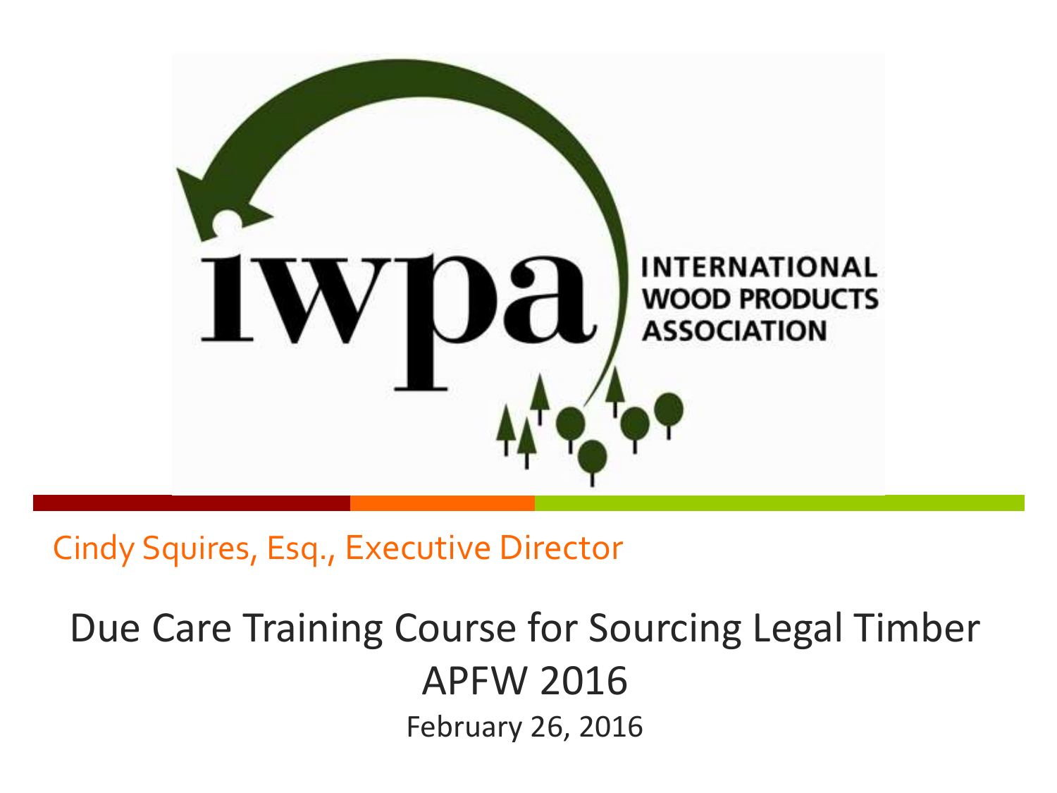iwpa INTERNATIONAL WOOD PRODUCTS ASSOCIATION

Cindy Squires, Esq., Executive Director

# Due Care Training Course for Sourcing Legal Timber

## APFW 2016

February 26, 2016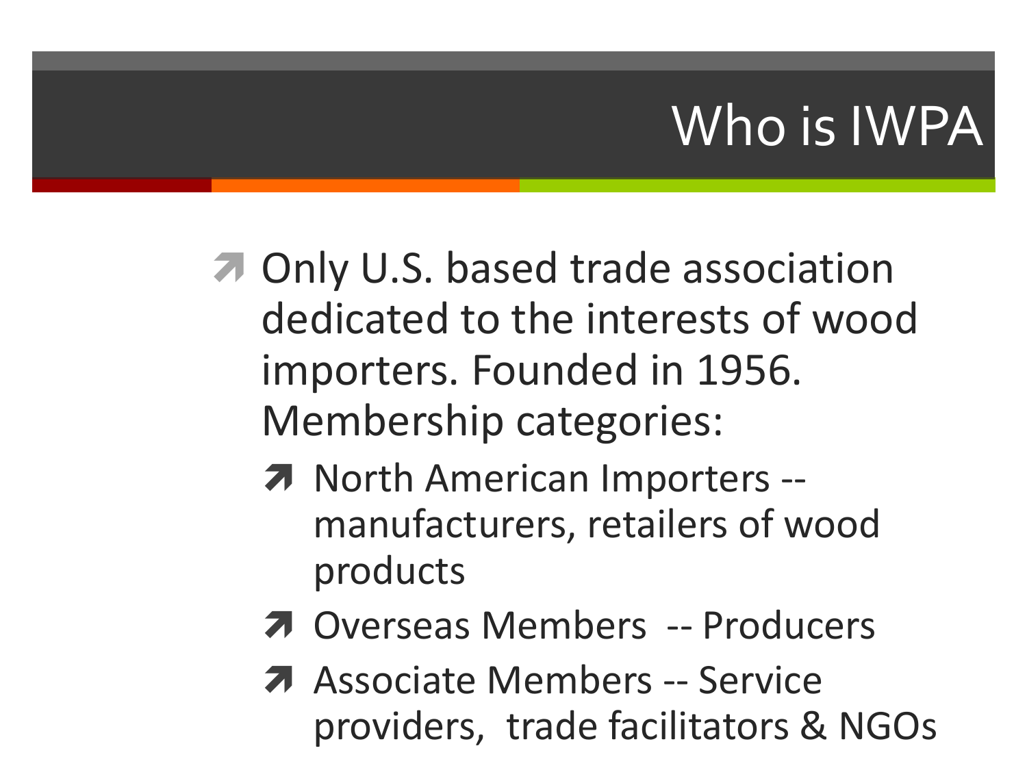# Who is IWPA

- Only U.S. based trade association dedicated to the interests of wood importers. Founded in 1956. Membership categories:
  - North American Importers -- manufacturers, retailers of wood products
  - Overseas Members -- Producers
  - Associate Members -- Service providers, trade facilitators & NGOs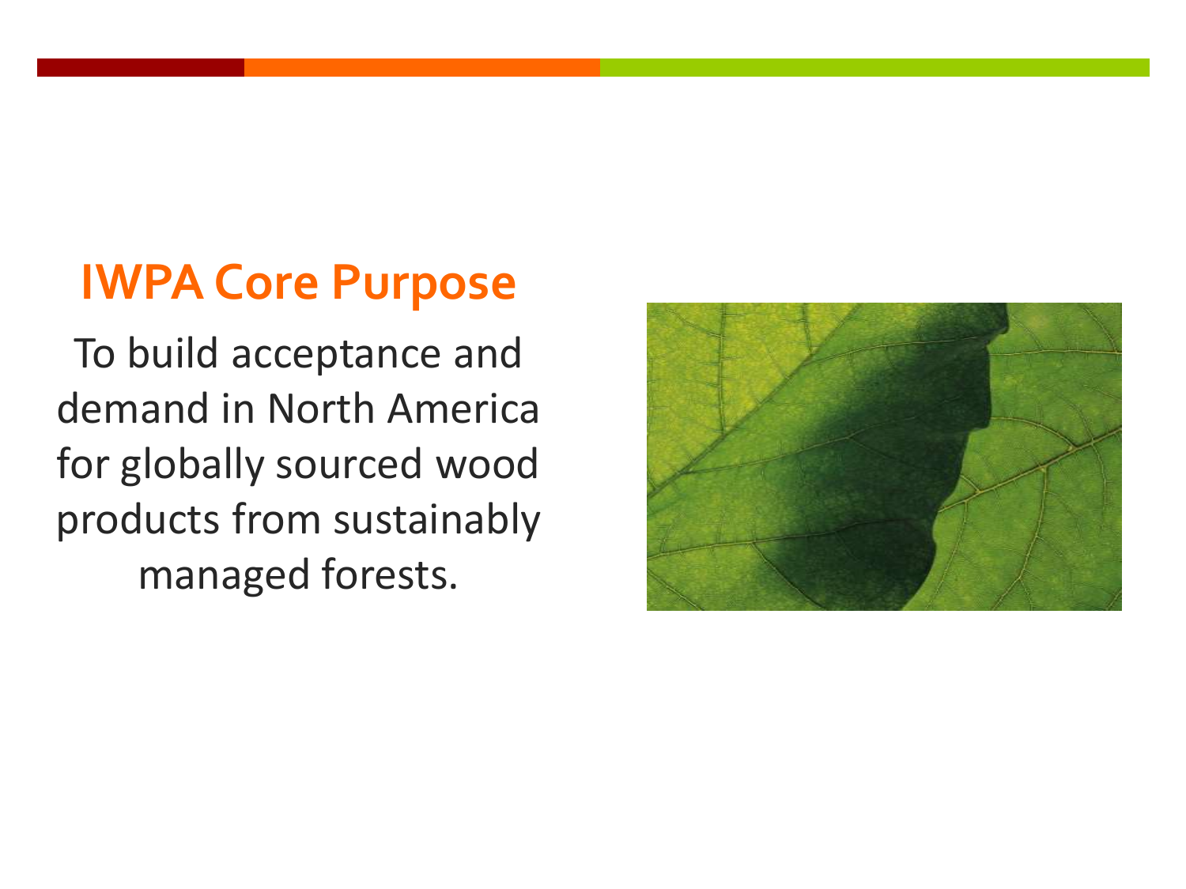## IWPA Core Purpose

To build acceptance and demand in North America for globally sourced wood products from sustainably managed forests.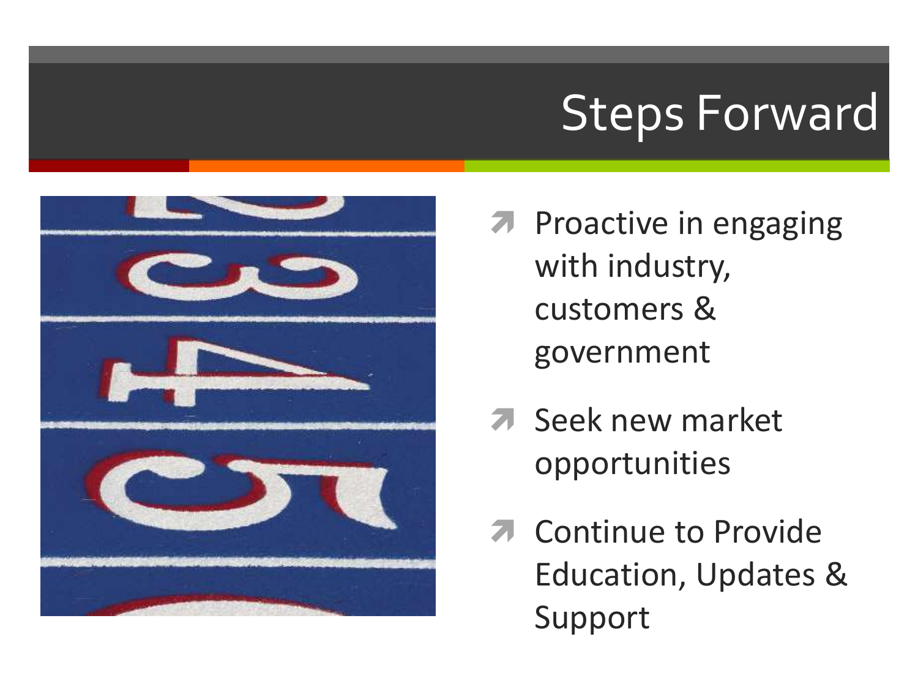# Steps Forward

- Proactive in engaging with industry, customers & government
- Seek new market opportunities
- Continue to Provide Education, Updates & Support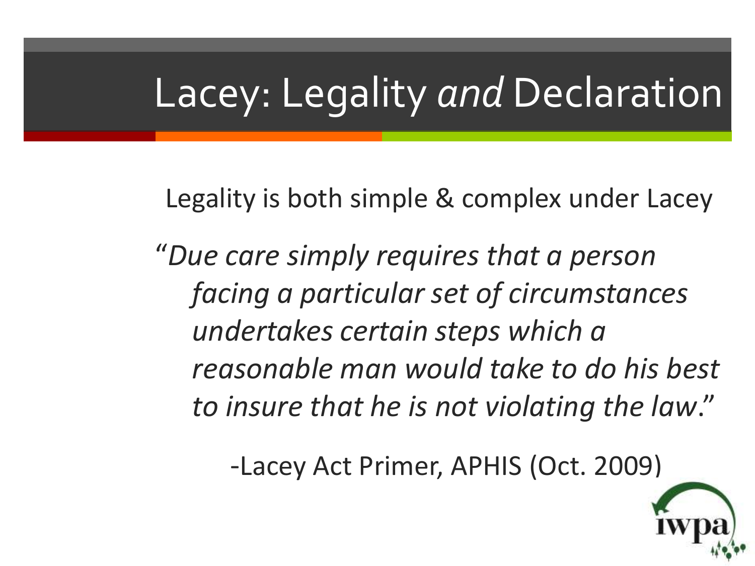# Lacey: Legality *and* Declaration

Legality is both simple & complex under Lacey

"*Due care simply requires that a person facing a particular set of circumstances undertakes certain steps which a reasonable man would take to do his best to insure that he is not violating the law*."

-Lacey Act Primer, APHIS (Oct. 2009)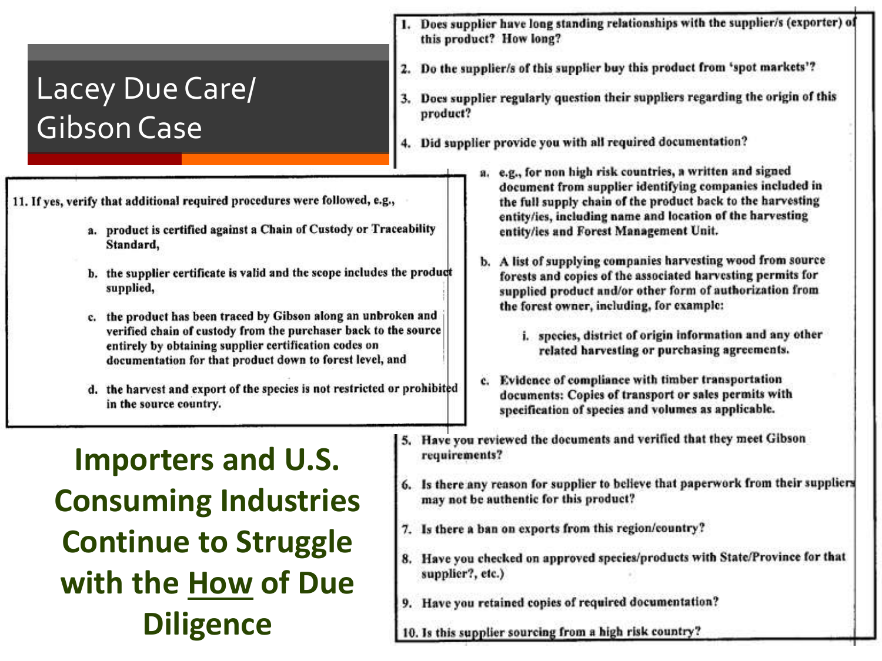# Lacey Due Care/ Gibson Case

1. Does supplier have long standing relationships with the supplier/s (exporter) of this product? How long?
2. Do the supplier/s of this supplier buy this product from 'spot markets'?
3. Does supplier regularly question their suppliers regarding the origin of this product?
4. Did supplier provide you with all required documentation?
   a. e.g., for non high risk countries, a written and signed document from supplier identifying companies included in the full supply chain of the product back to the harvesting entity/ies, including name and location of the harvesting entity/ies and Forest Management Unit.
   b. A list of supplying companies harvesting wood from source forests and copies of the associated harvesting permits for supplied product and/or other form of authorization from the forest owner, including, for example:
      i. species, district of origin information and any other related harvesting or purchasing agreements.
   c. Evidence of compliance with timber transportation documents: Copies of transport or sales permits with specification of species and volumes as applicable.
5. Have you reviewed the documents and verified that they meet Gibson requirements?
6. Is there any reason for supplier to believe that paperwork from their suppliers may not be authentic for this product?
7. Is there a ban on exports from this region/country?
8. Have you checked on approved species/products with State/Province for that supplier?, etc.)
9. Have you retained copies of required documentation?
10. Is this supplier sourcing from a high risk country?
11. If yes, verify that additional required procedures were followed, e.g.,
    a. product is certified against a Chain of Custody or Traceability Standard,
    b. the supplier certificate is valid and the scope includes the product supplied,
    c. the product has been traced by Gibson along an unbroken and verified chain of custody from the purchaser back to the source entirely by obtaining supplier certification codes on documentation for that product down to forest level, and
    d. the harvest and export of the species is not restricted or prohibited in the source country.

**Importers and U.S. Consuming Industries Continue to Struggle with the How of Due Diligence**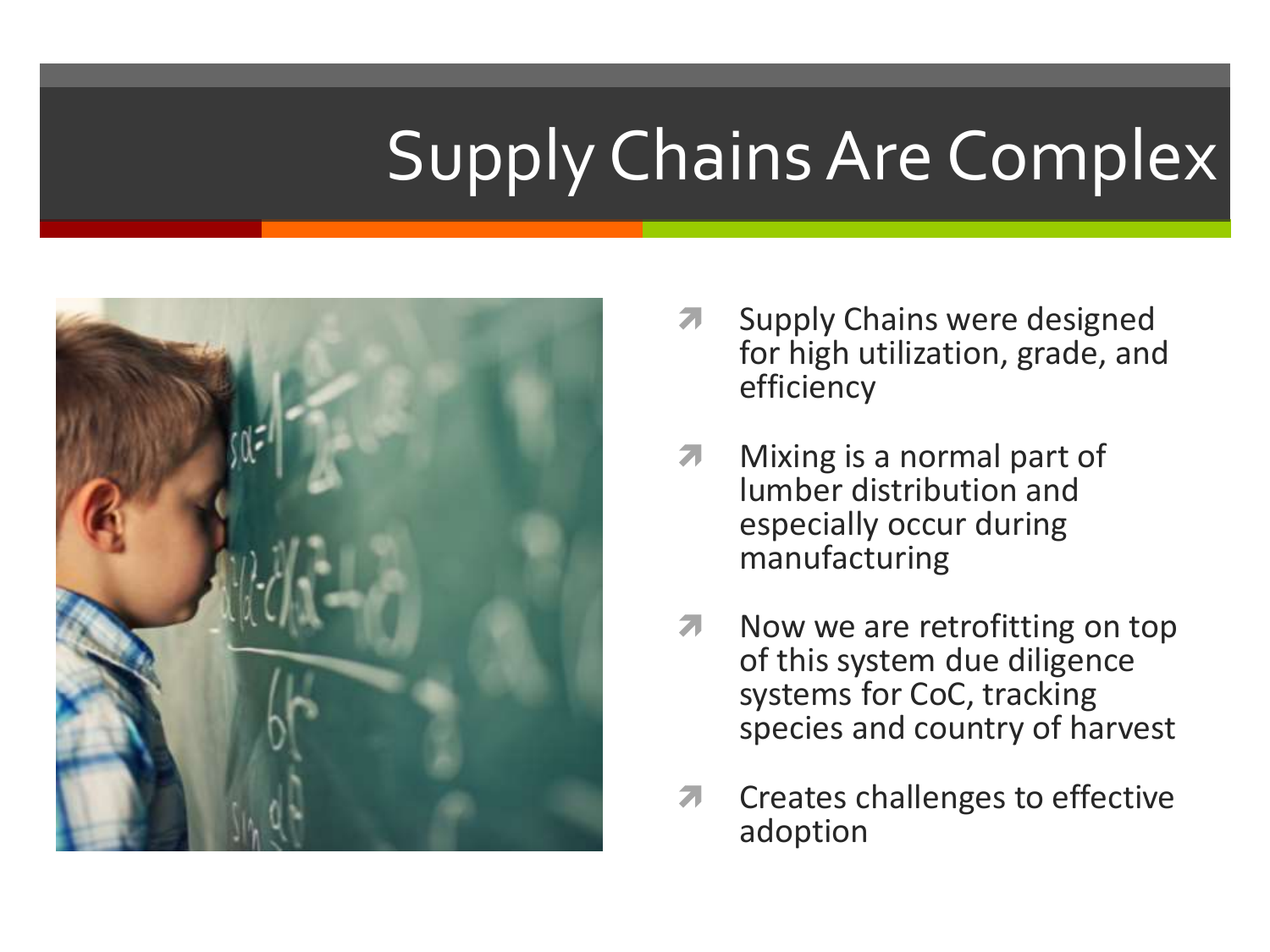# Supply Chains Are Complex

- Supply Chains were designed for high utilization, grade, and efficiency
- Mixing is a normal part of lumber distribution and especially occur during manufacturing
- Now we are retrofitting on top of this system due diligence systems for CoC, tracking species and country of harvest
- Creates challenges to effective adoption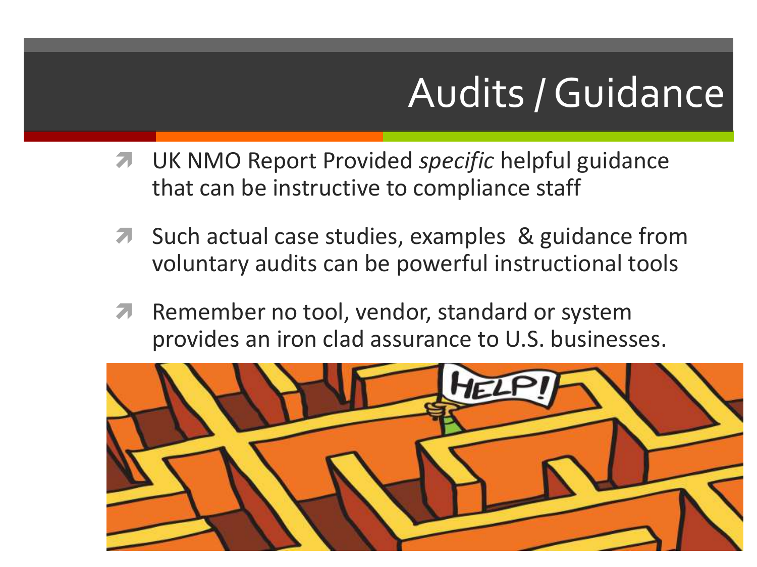# Audits / Guidance

- UK NMO Report Provided *specific* helpful guidance that can be instructive to compliance staff
- Such actual case studies, examples & guidance from voluntary audits can be powerful instructional tools
- Remember no tool, vendor, standard or system provides an iron clad assurance to U.S. businesses.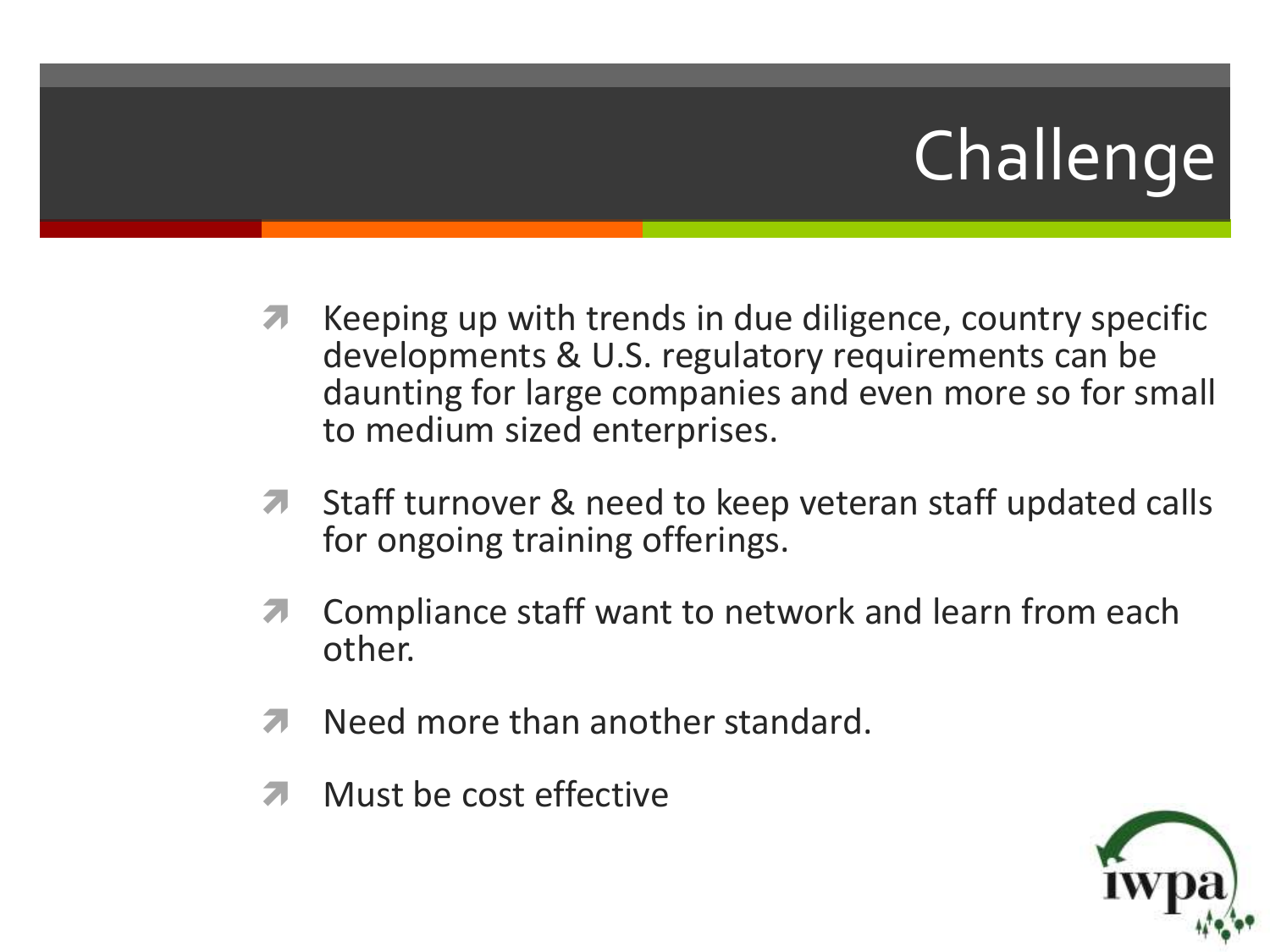# Challenge

- Keeping up with trends in due diligence, country specific developments & U.S. regulatory requirements can be daunting for large companies and even more so for small to medium sized enterprises.
- Staff turnover & need to keep veteran staff updated calls for ongoing training offerings.
- Compliance staff want to network and learn from each other.
- Need more than another standard.
- Must be cost effective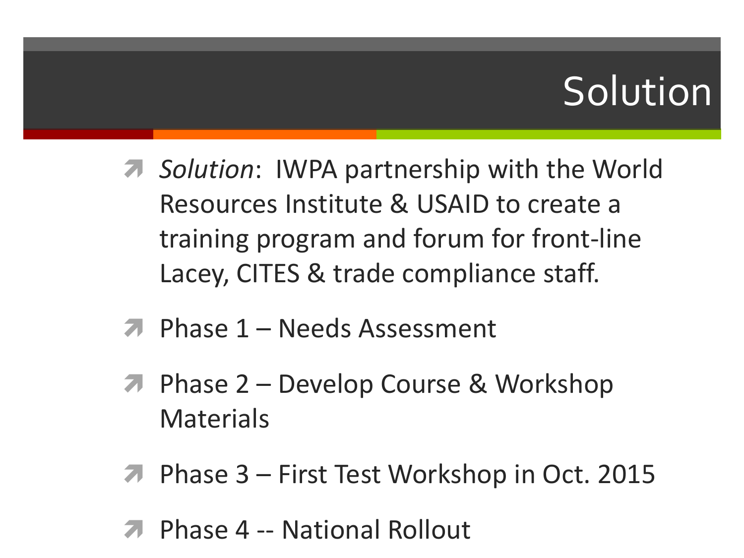# Solution

- *Solution*: IWPA partnership with the World Resources Institute & USAID to create a training program and forum for front-line Lacey, CITES & trade compliance staff.
- Phase 1 – Needs Assessment
- Phase 2 – Develop Course & Workshop Materials
- Phase 3 – First Test Workshop in Oct. 2015
- Phase 4 -- National Rollout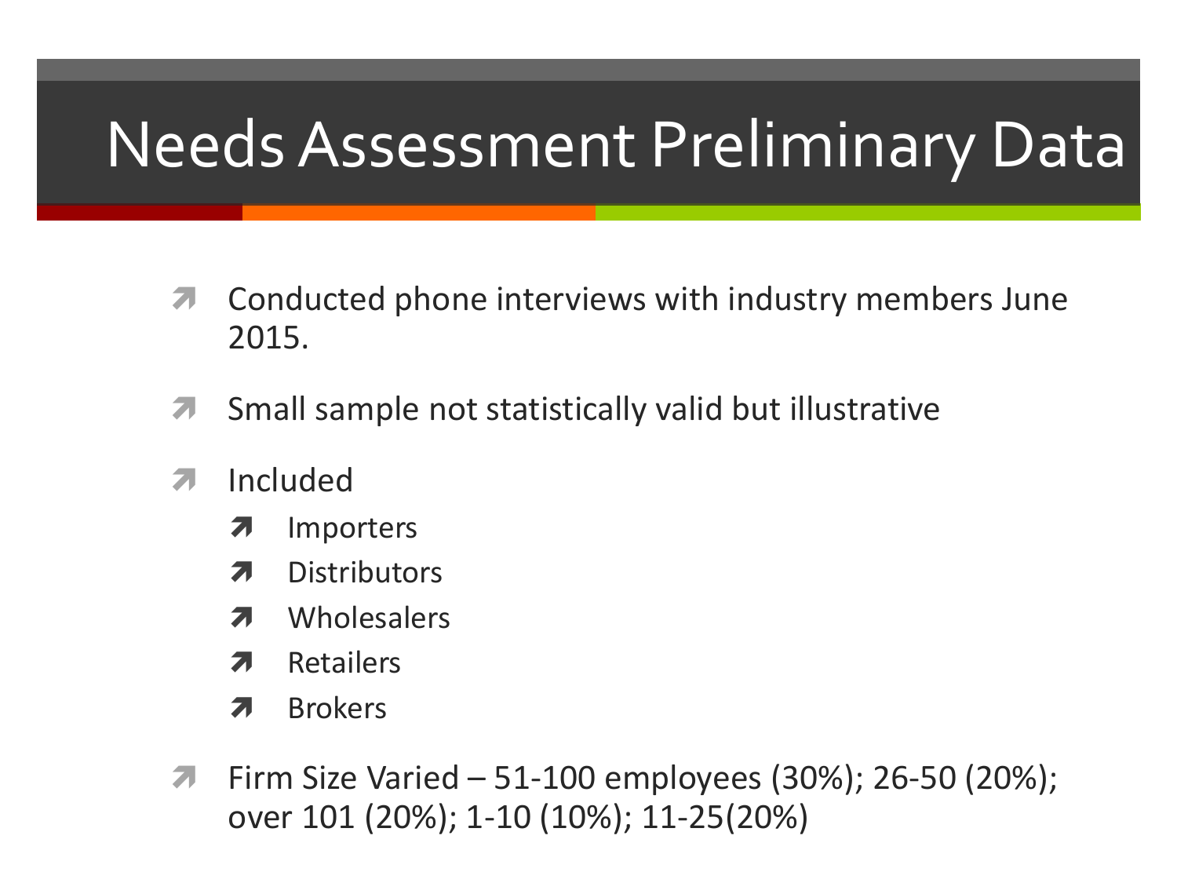# Needs Assessment Preliminary Data

- Conducted phone interviews with industry members June 2015.
- Small sample not statistically valid but illustrative
- Included
  - Importers
  - Distributors
  - Wholesalers
  - Retailers
  - Brokers
- Firm Size Varied – 51-100 employees (30%); 26-50 (20%); over 101 (20%); 1-10 (10%); 11-25(20%)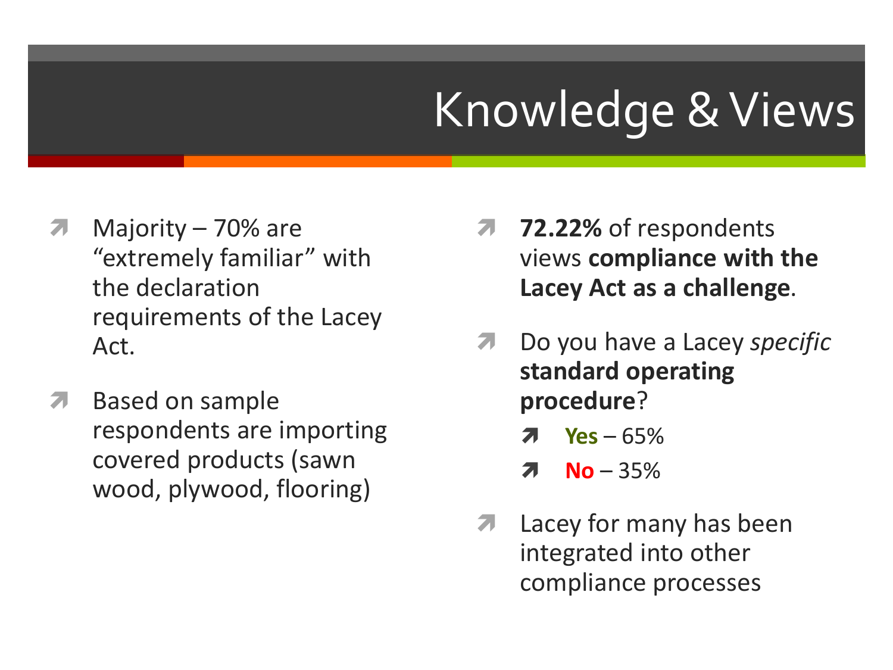# Knowledge & Views

- Majority – 70% are "extremely familiar" with the declaration requirements of the Lacey Act.
- Based on sample respondents are importing covered products (sawn wood, plywood, flooring)
- **72.22%** of respondents views **compliance with the Lacey Act as a challenge**.
- Do you have a Lacey *specific* **standard operating procedure**?
  - **Yes** – 65%
  - **No** – 35%
- Lacey for many has been integrated into other compliance processes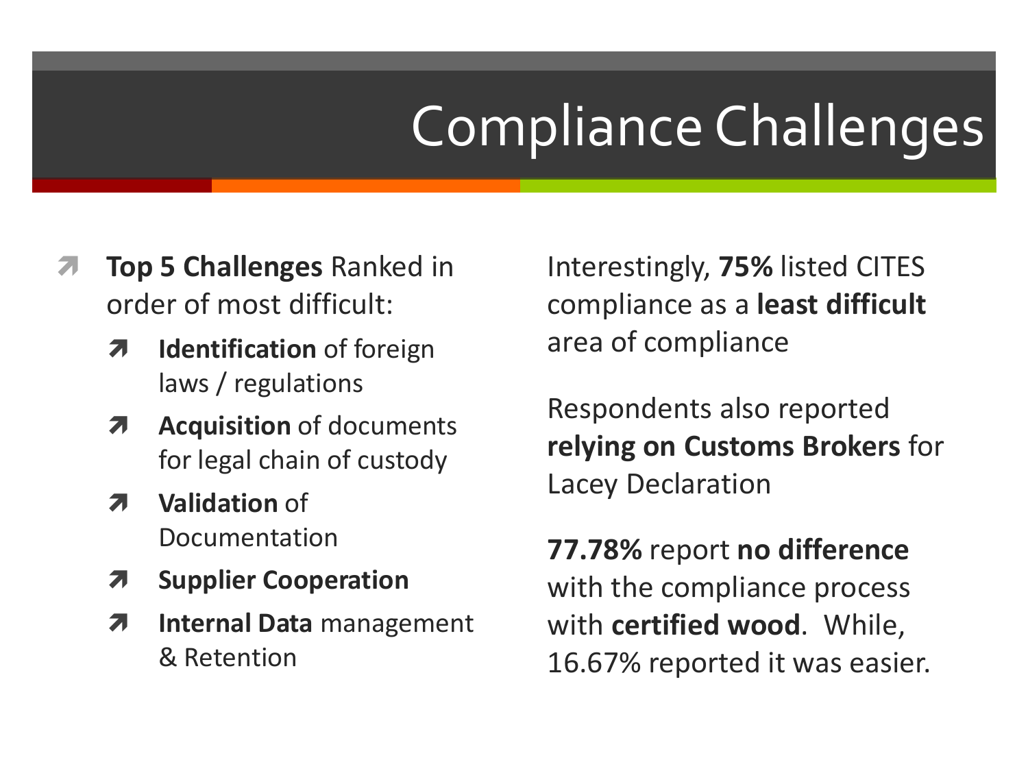# Compliance Challenges

- **Top 5 Challenges** Ranked in order of most difficult:
  - **Identification** of foreign laws / regulations
  - **Acquisition** of documents for legal chain of custody
  - **Validation** of Documentation
  - **Supplier Cooperation**
  - **Internal Data** management & Retention

Interestingly, **75%** listed CITES compliance as a **least difficult** area of compliance

Respondents also reported **relying on Customs Brokers** for Lacey Declaration

**77.78%** report **no difference** with the compliance process with **certified wood**. While, 16.67% reported it was easier.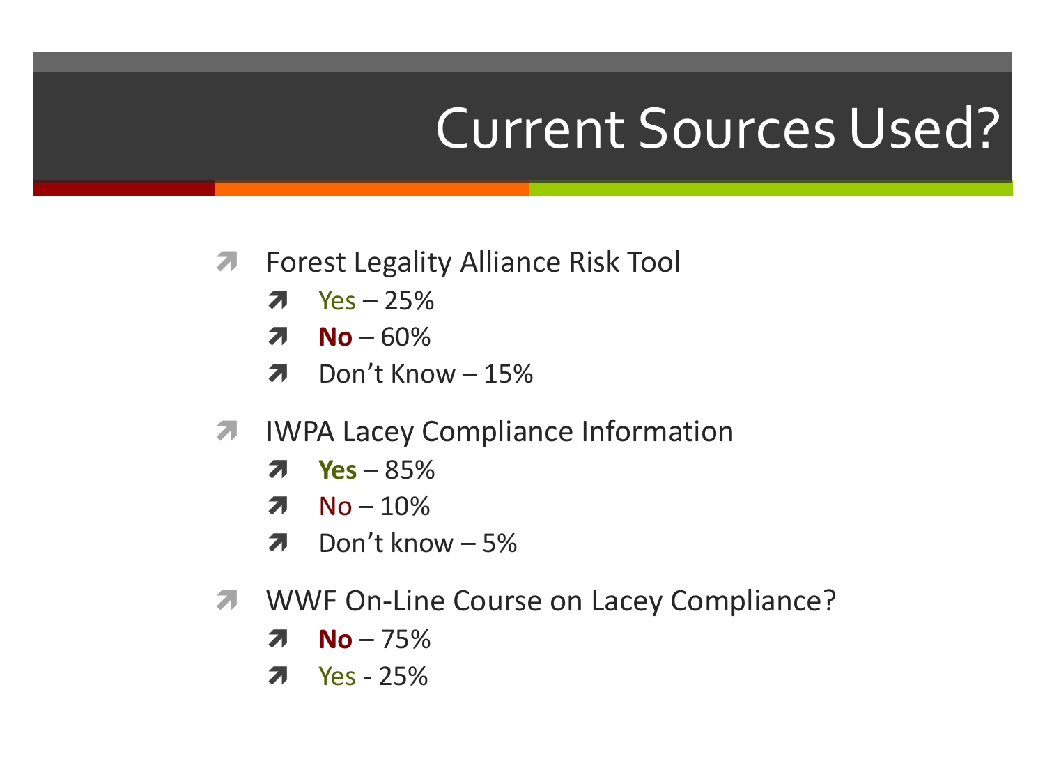# Current Sources Used?

- Forest Legality Alliance Risk Tool
  - Yes – 25%
  - **No** – 60%
  - Don’t Know – 15%
- IWPA Lacey Compliance Information
  - **Yes** – 85%
  - No – 10%
  - Don’t know – 5%
- WWF On-Line Course on Lacey Compliance?
  - **No** – 75%
  - Yes - 25%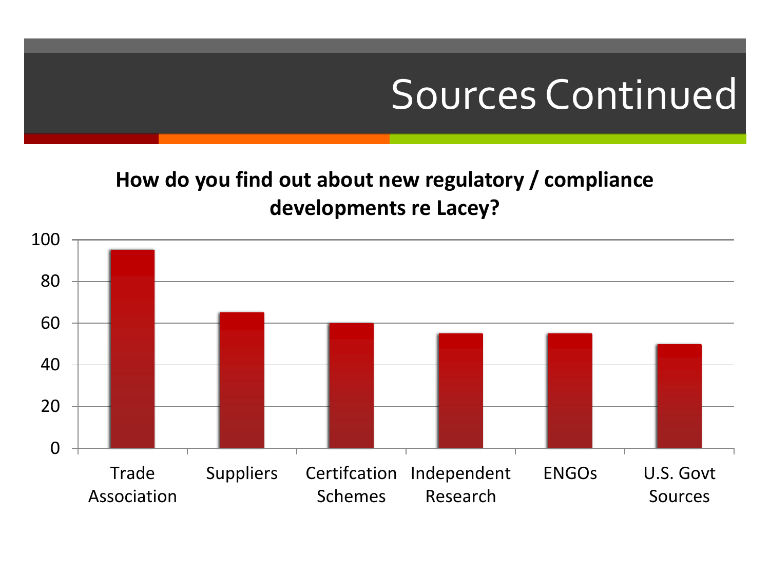# Sources Continued

**How do you find out about new regulatory / compliance developments re Lacey?**

| Source | Value |
|---|---|
| Trade Association | 95 |
| Suppliers | 65 |
| Certifcation Schemes | 60 |
| Independent Research | 55 |
| ENGOs | 55 |
| U.S. Govt Sources | 50 |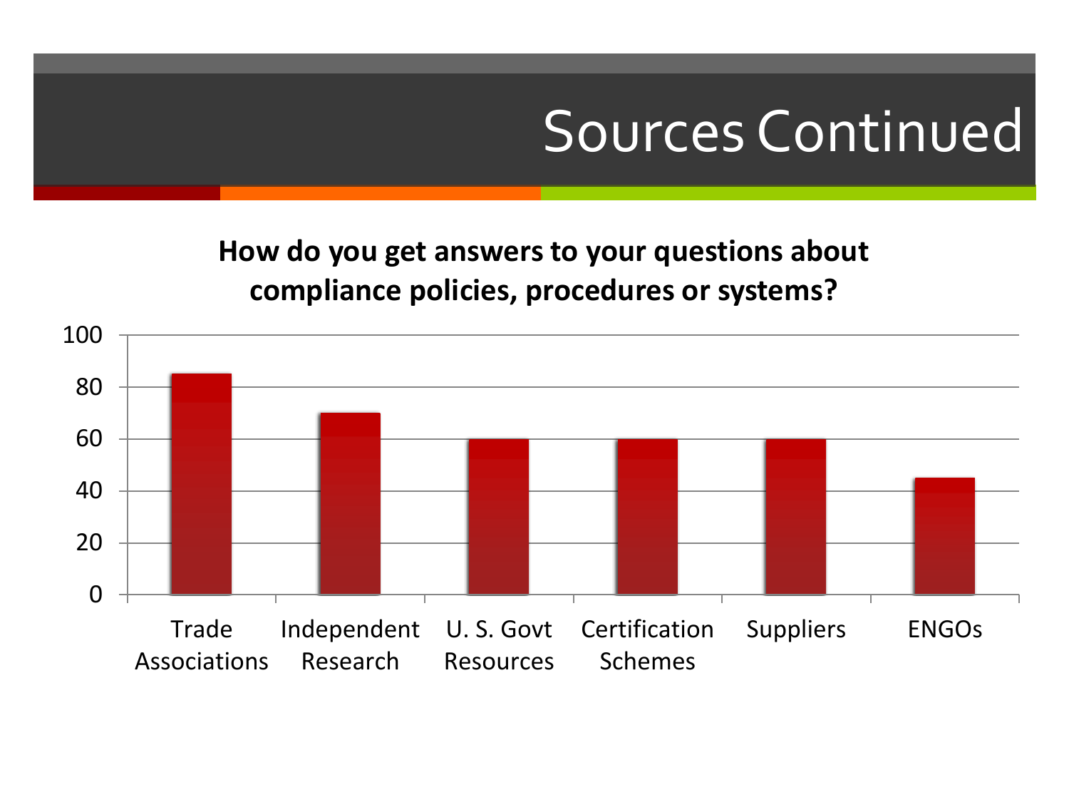# Sources Continued

**How do you get answers to your questions about compliance policies, procedures or systems?**

| Source | Value |
|---|---|
| Trade Associations | 85 |
| Independent Research | 70 |
| U. S. Govt Resources | 60 |
| Certification Schemes | 60 |
| Suppliers | 60 |
| ENGOs | 45 |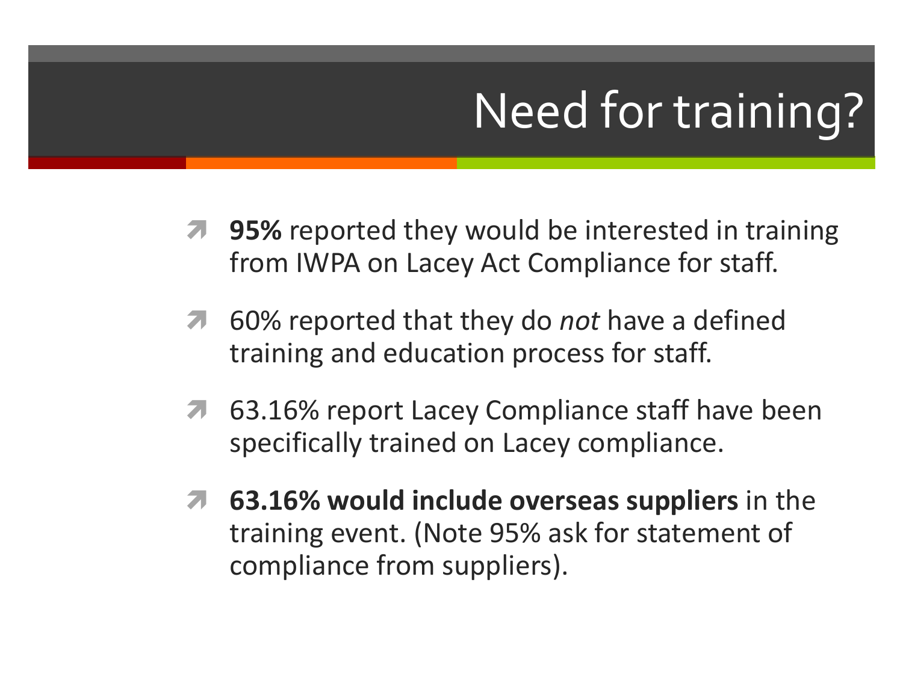# Need for training?

- **95%** reported they would be interested in training from IWPA on Lacey Act Compliance for staff.
- 60% reported that they do *not* have a defined training and education process for staff.
- 63.16% report Lacey Compliance staff have been specifically trained on Lacey compliance.
- **63.16% would include overseas suppliers** in the training event. (Note 95% ask for statement of compliance from suppliers).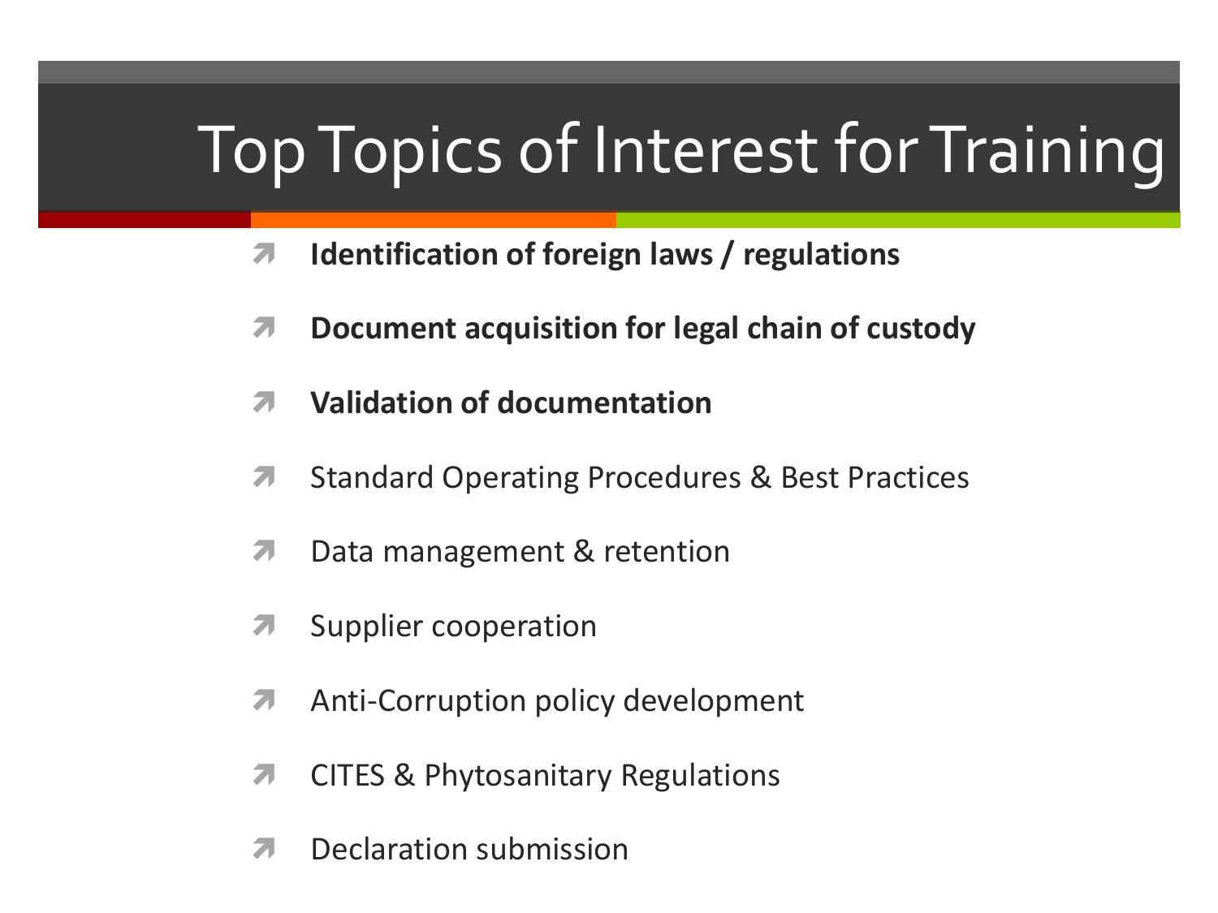# Top Topics of Interest for Training

- **Identification of foreign laws / regulations**
- **Document acquisition for legal chain of custody**
- **Validation of documentation**
- Standard Operating Procedures & Best Practices
- Data management & retention
- Supplier cooperation
- Anti-Corruption policy development
- CITES & Phytosanitary Regulations
- Declaration submission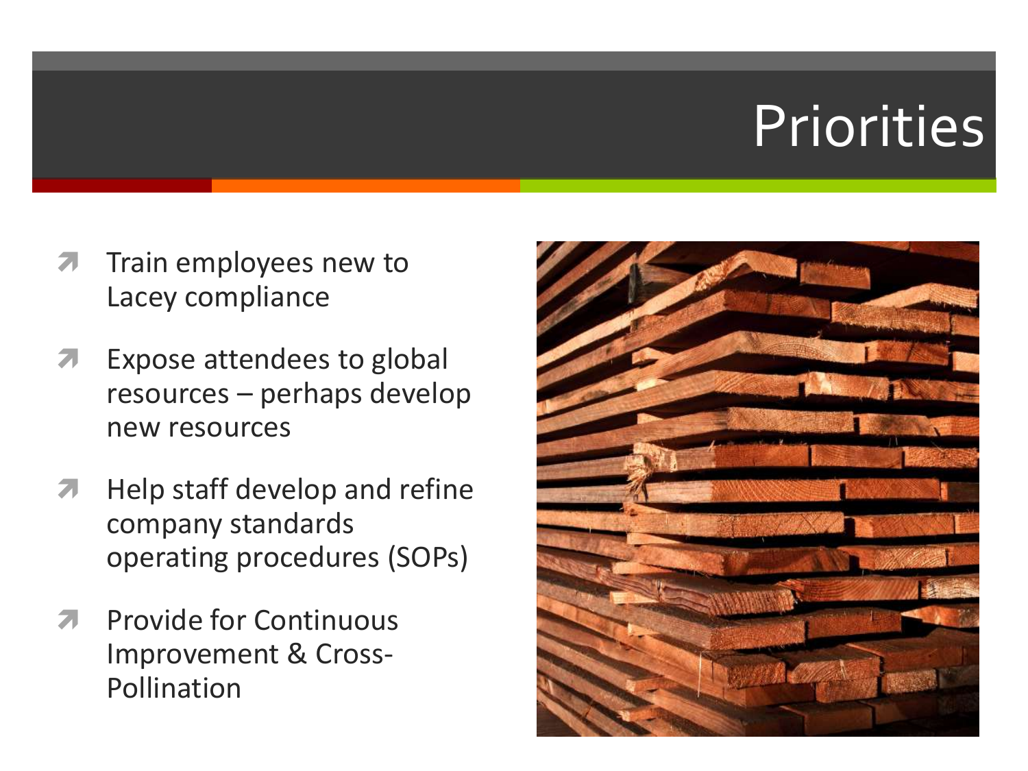# Priorities

- Train employees new to Lacey compliance
- Expose attendees to global resources – perhaps develop new resources
- Help staff develop and refine company standards operating procedures (SOPs)
- Provide for Continuous Improvement & Cross-Pollination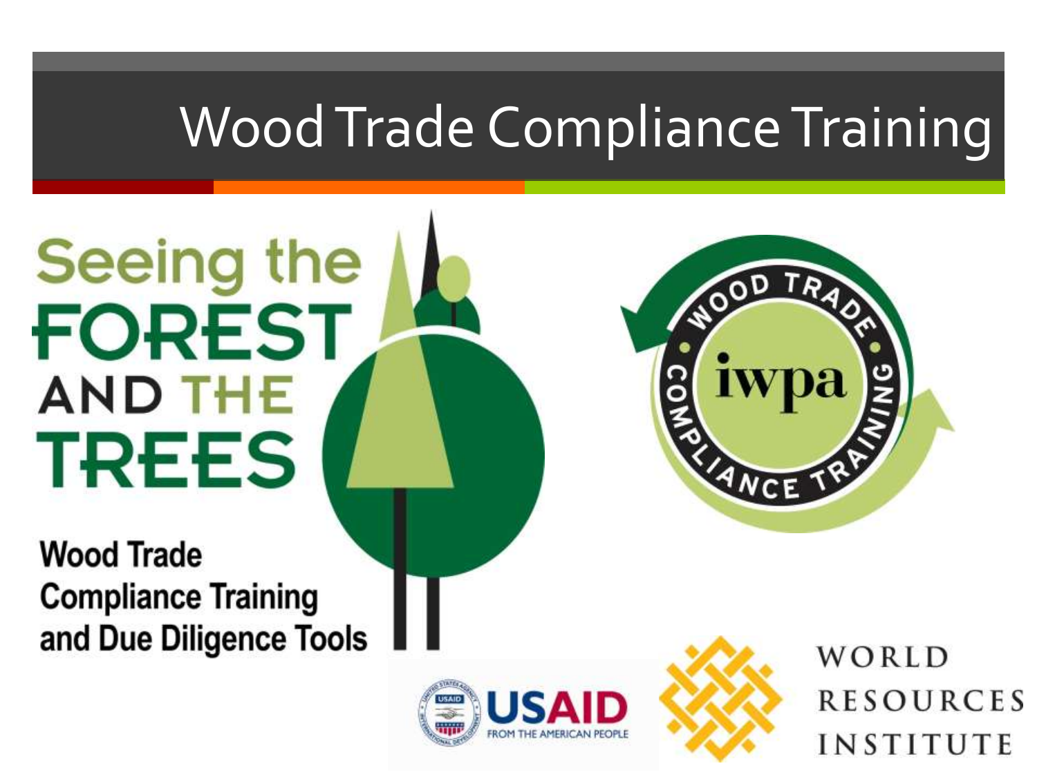# Wood Trade Compliance Training

Seeing the FOREST AND THE TREES

Wood Trade Compliance Training and Due Diligence Tools

WOOD TRADE • COMPLIANCE TRAINING • iwpa

USAID FROM THE AMERICAN PEOPLE

WORLD RESOURCES INSTITUTE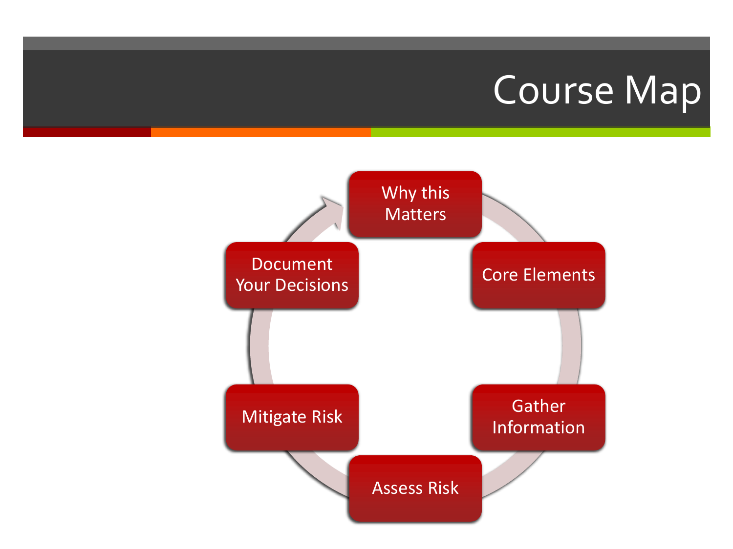# Course Map

- Why this Matters
- Core Elements
- Gather Information
- Assess Risk
- Mitigate Risk
- Document Your Decisions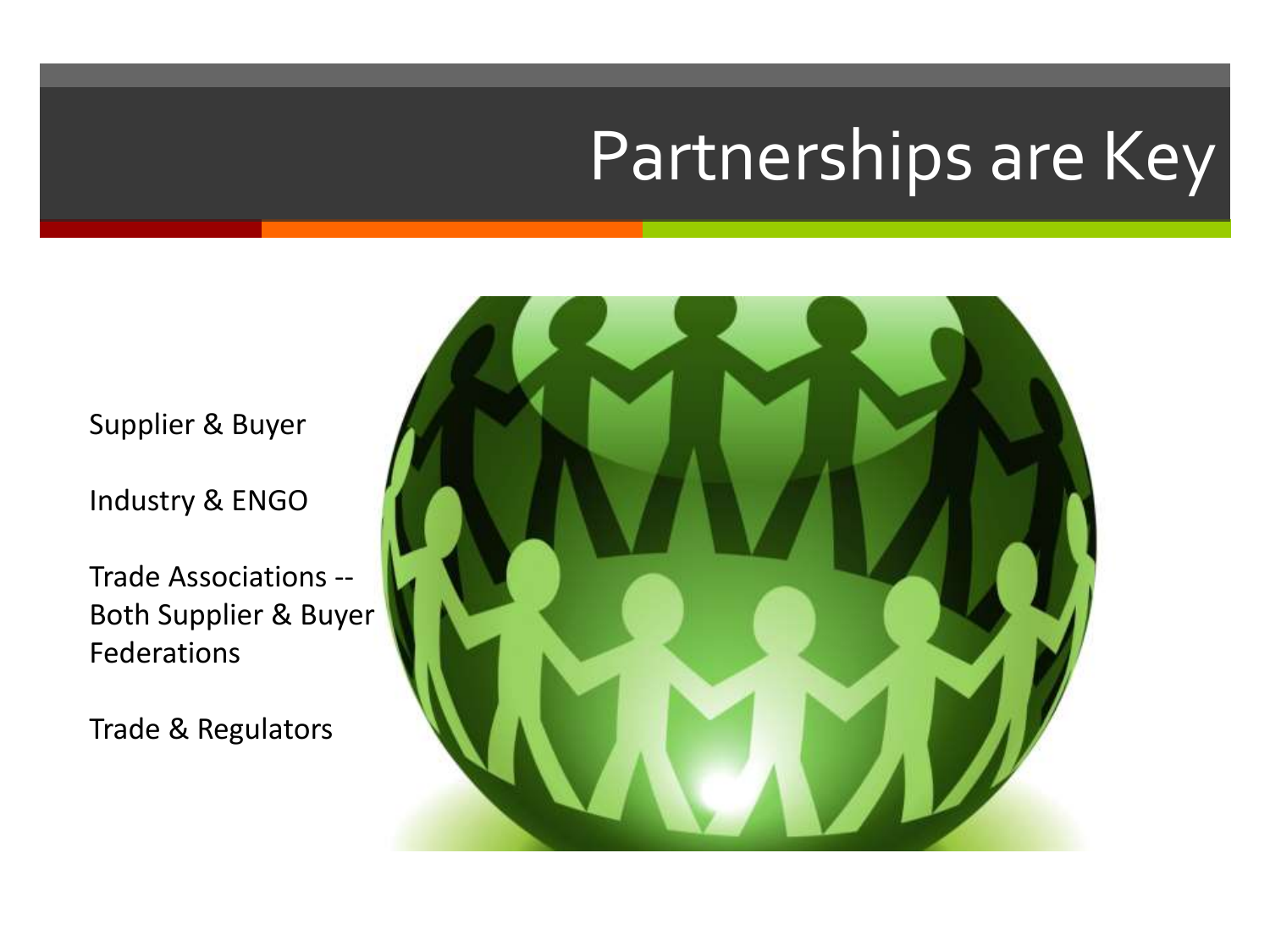# Partnerships are Key

Supplier & Buyer

Industry & ENGO

Trade Associations -- Both Supplier & Buyer Federations

Trade & Regulators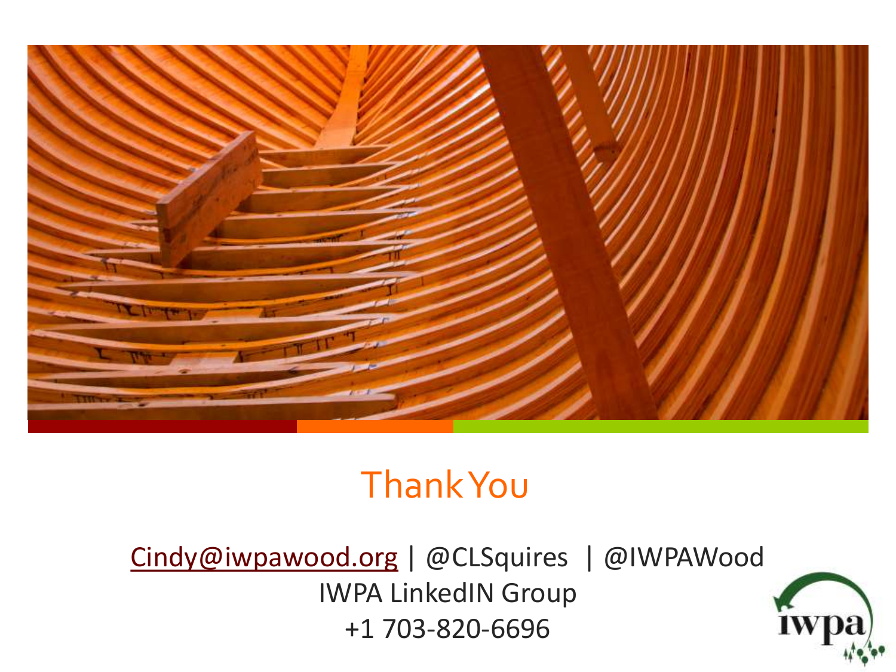# Thank You

Cindy@iwpawood.org | @CLSquires | @IWPAWood

IWPA LinkedIN Group

+1 703-820-6696